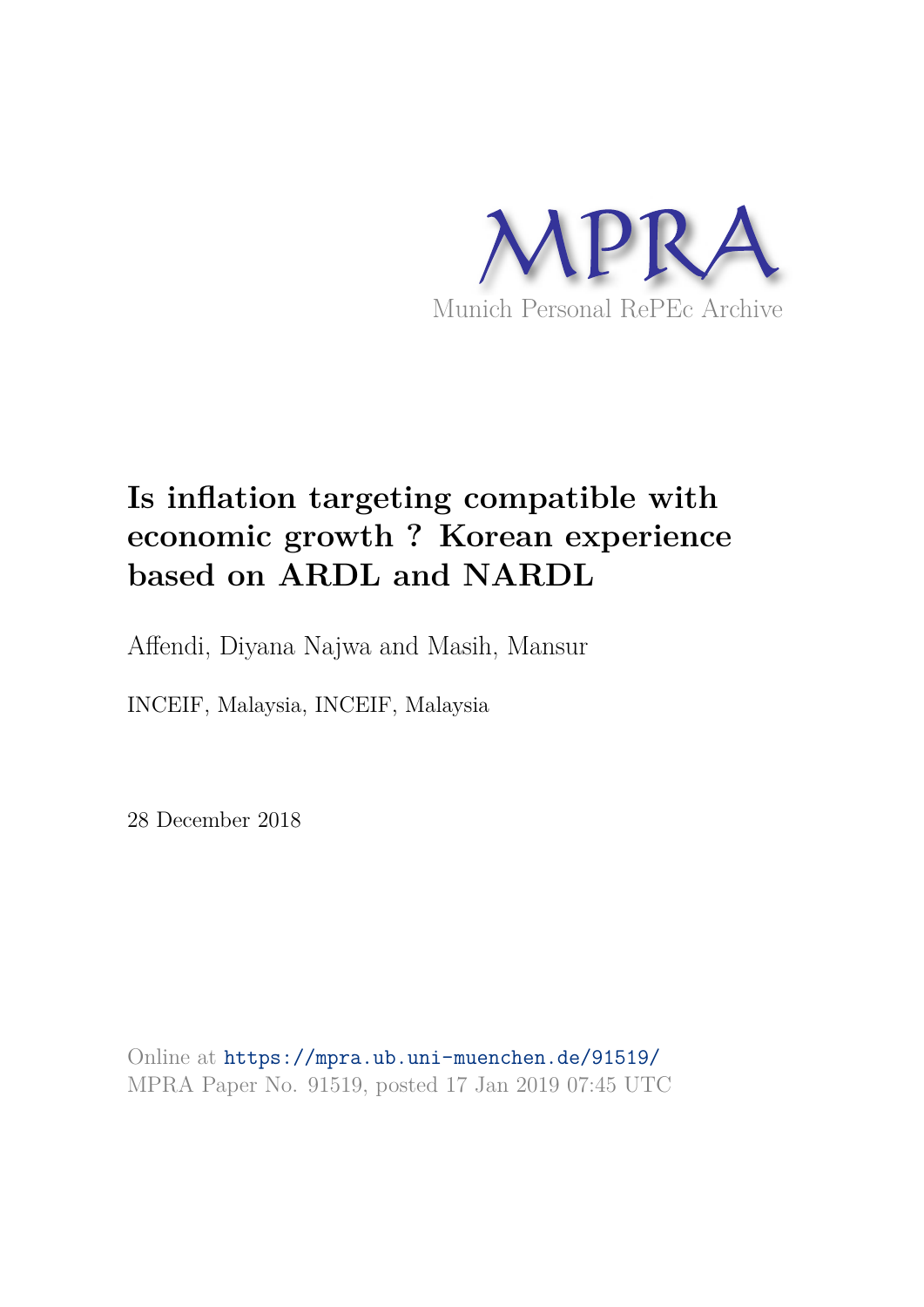MPRA

Munich Personal RePEc Archive

# Is inflation targeting compatible with economic growth ? Korean experience based on ARDL and NARDL

Affendi, Diyana Najwa and Masih, Mansur

INCEIF, Malaysia, INCEIF, Malaysia

28 December 2018

Online at https://mpra.ub.uni-muenchen.de/91519/
MPRA Paper No. 91519, posted 17 Jan 2019 07:45 UTC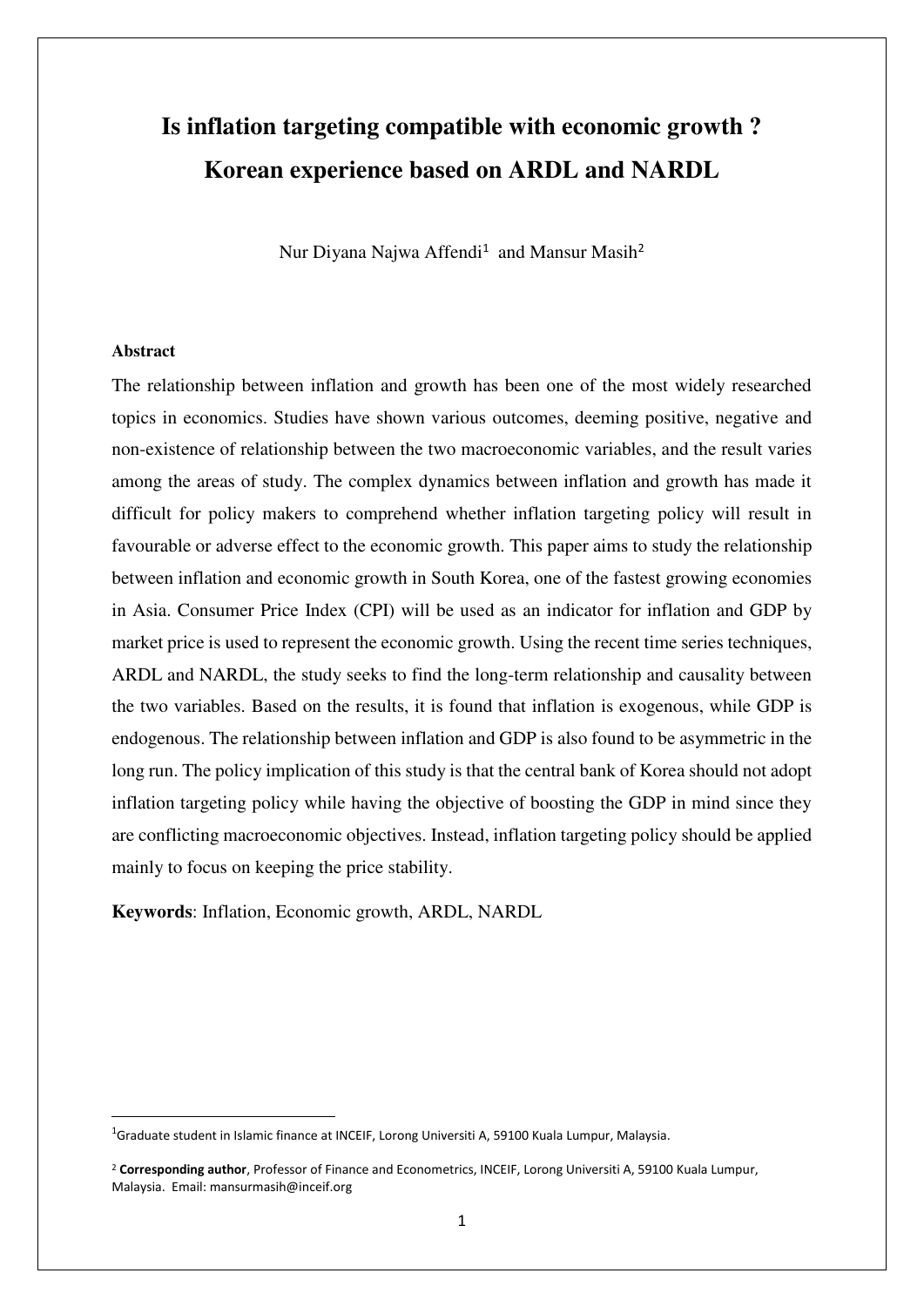# Is inflation targeting compatible with economic growth ? Korean experience based on ARDL and NARDL

Nur Diyana Najwa Affendi[1] and Mansur Masih[2]

**Abstract**

The relationship between inflation and growth has been one of the most widely researched topics in economics. Studies have shown various outcomes, deeming positive, negative and non-existence of relationship between the two macroeconomic variables, and the result varies among the areas of study. The complex dynamics between inflation and growth has made it difficult for policy makers to comprehend whether inflation targeting policy will result in favourable or adverse effect to the economic growth. This paper aims to study the relationship between inflation and economic growth in South Korea, one of the fastest growing economies in Asia. Consumer Price Index (CPI) will be used as an indicator for inflation and GDP by market price is used to represent the economic growth. Using the recent time series techniques, ARDL and NARDL, the study seeks to find the long-term relationship and causality between the two variables. Based on the results, it is found that inflation is exogenous, while GDP is endogenous. The relationship between inflation and GDP is also found to be asymmetric in the long run. The policy implication of this study is that the central bank of Korea should not adopt inflation targeting policy while having the objective of boosting the GDP in mind since they are conflicting macroeconomic objectives. Instead, inflation targeting policy should be applied mainly to focus on keeping the price stability.

**Keywords**: Inflation, Economic growth, ARDL, NARDL

---

[1] Graduate student in Islamic finance at INCEIF, Lorong Universiti A, 59100 Kuala Lumpur, Malaysia.

[2] **Corresponding author**, Professor of Finance and Econometrics, INCEIF, Lorong Universiti A, 59100 Kuala Lumpur, Malaysia. Email: mansurmasih@inceif.org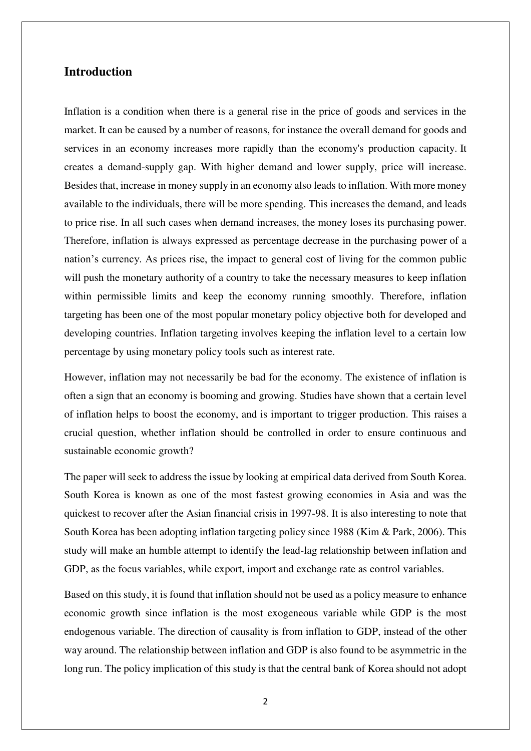## Introduction

Inflation is a condition when there is a general rise in the price of goods and services in the market. It can be caused by a number of reasons, for instance the overall demand for goods and services in an economy increases more rapidly than the economy's production capacity. It creates a demand-supply gap. With higher demand and lower supply, price will increase. Besides that, increase in money supply in an economy also leads to inflation. With more money available to the individuals, there will be more spending. This increases the demand, and leads to price rise. In all such cases when demand increases, the money loses its purchasing power. Therefore, inflation is always expressed as percentage decrease in the purchasing power of a nation's currency. As prices rise, the impact to general cost of living for the common public will push the monetary authority of a country to take the necessary measures to keep inflation within permissible limits and keep the economy running smoothly. Therefore, inflation targeting has been one of the most popular monetary policy objective both for developed and developing countries. Inflation targeting involves keeping the inflation level to a certain low percentage by using monetary policy tools such as interest rate.

However, inflation may not necessarily be bad for the economy. The existence of inflation is often a sign that an economy is booming and growing. Studies have shown that a certain level of inflation helps to boost the economy, and is important to trigger production. This raises a crucial question, whether inflation should be controlled in order to ensure continuous and sustainable economic growth?

The paper will seek to address the issue by looking at empirical data derived from South Korea. South Korea is known as one of the most fastest growing economies in Asia and was the quickest to recover after the Asian financial crisis in 1997-98. It is also interesting to note that South Korea has been adopting inflation targeting policy since 1988 (Kim & Park, 2006). This study will make an humble attempt to identify the lead-lag relationship between inflation and GDP, as the focus variables, while export, import and exchange rate as control variables.

Based on this study, it is found that inflation should not be used as a policy measure to enhance economic growth since inflation is the most exogeneous variable while GDP is the most endogenous variable. The direction of causality is from inflation to GDP, instead of the other way around. The relationship between inflation and GDP is also found to be asymmetric in the long run. The policy implication of this study is that the central bank of Korea should not adopt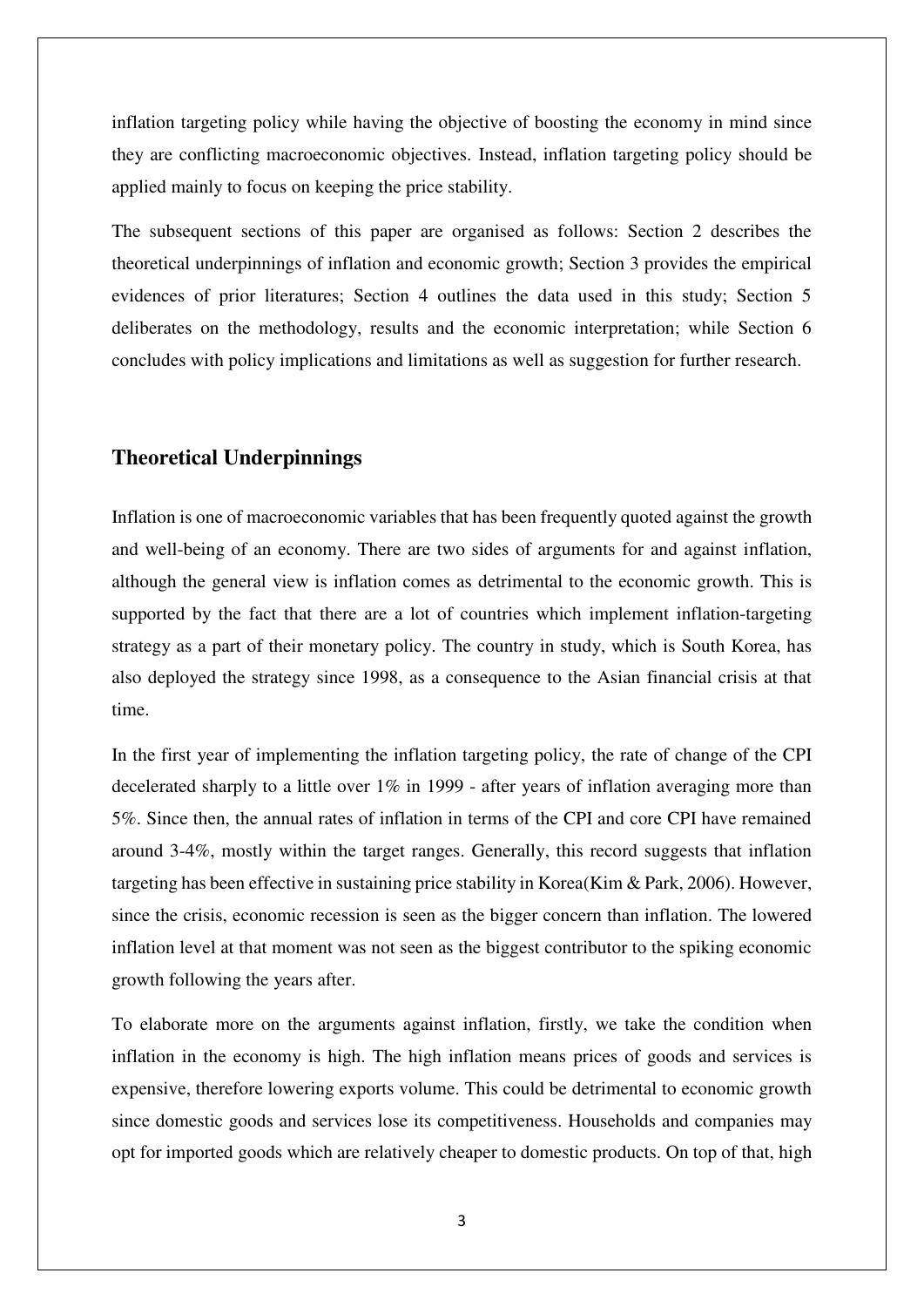inflation targeting policy while having the objective of boosting the economy in mind since they are conflicting macroeconomic objectives. Instead, inflation targeting policy should be applied mainly to focus on keeping the price stability.

The subsequent sections of this paper are organised as follows: Section 2 describes the theoretical underpinnings of inflation and economic growth; Section 3 provides the empirical evidences of prior literatures; Section 4 outlines the data used in this study; Section 5 deliberates on the methodology, results and the economic interpretation; while Section 6 concludes with policy implications and limitations as well as suggestion for further research.

## Theoretical Underpinnings

Inflation is one of macroeconomic variables that has been frequently quoted against the growth and well-being of an economy. There are two sides of arguments for and against inflation, although the general view is inflation comes as detrimental to the economic growth. This is supported by the fact that there are a lot of countries which implement inflation-targeting strategy as a part of their monetary policy. The country in study, which is South Korea, has also deployed the strategy since 1998, as a consequence to the Asian financial crisis at that time.

In the first year of implementing the inflation targeting policy, the rate of change of the CPI decelerated sharply to a little over 1% in 1999 - after years of inflation averaging more than 5%. Since then, the annual rates of inflation in terms of the CPI and core CPI have remained around 3-4%, mostly within the target ranges. Generally, this record suggests that inflation targeting has been effective in sustaining price stability in Korea(Kim & Park, 2006). However, since the crisis, economic recession is seen as the bigger concern than inflation. The lowered inflation level at that moment was not seen as the biggest contributor to the spiking economic growth following the years after.

To elaborate more on the arguments against inflation, firstly, we take the condition when inflation in the economy is high. The high inflation means prices of goods and services is expensive, therefore lowering exports volume. This could be detrimental to economic growth since domestic goods and services lose its competitiveness. Households and companies may opt for imported goods which are relatively cheaper to domestic products. On top of that, high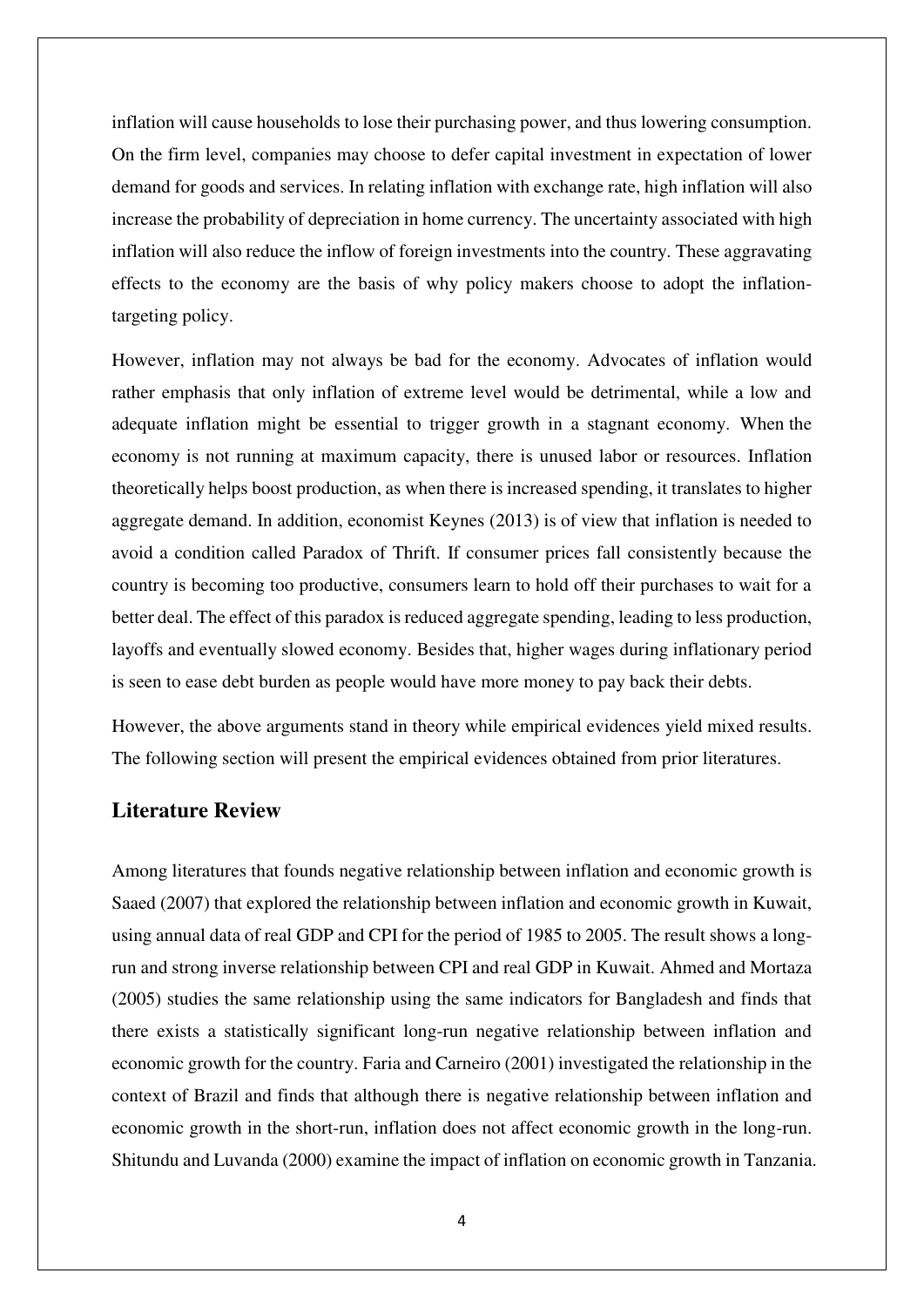inflation will cause households to lose their purchasing power, and thus lowering consumption. On the firm level, companies may choose to defer capital investment in expectation of lower demand for goods and services. In relating inflation with exchange rate, high inflation will also increase the probability of depreciation in home currency. The uncertainty associated with high inflation will also reduce the inflow of foreign investments into the country. These aggravating effects to the economy are the basis of why policy makers choose to adopt the inflation-targeting policy.

However, inflation may not always be bad for the economy. Advocates of inflation would rather emphasis that only inflation of extreme level would be detrimental, while a low and adequate inflation might be essential to trigger growth in a stagnant economy. When the economy is not running at maximum capacity, there is unused labor or resources. Inflation theoretically helps boost production, as when there is increased spending, it translates to higher aggregate demand. In addition, economist Keynes (2013) is of view that inflation is needed to avoid a condition called Paradox of Thrift. If consumer prices fall consistently because the country is becoming too productive, consumers learn to hold off their purchases to wait for a better deal. The effect of this paradox is reduced aggregate spending, leading to less production, layoffs and eventually slowed economy. Besides that, higher wages during inflationary period is seen to ease debt burden as people would have more money to pay back their debts.

However, the above arguments stand in theory while empirical evidences yield mixed results. The following section will present the empirical evidences obtained from prior literatures.

## Literature Review

Among literatures that founds negative relationship between inflation and economic growth is Saaed (2007) that explored the relationship between inflation and economic growth in Kuwait, using annual data of real GDP and CPI for the period of 1985 to 2005. The result shows a long-run and strong inverse relationship between CPI and real GDP in Kuwait. Ahmed and Mortaza (2005) studies the same relationship using the same indicators for Bangladesh and finds that there exists a statistically significant long-run negative relationship between inflation and economic growth for the country. Faria and Carneiro (2001) investigated the relationship in the context of Brazil and finds that although there is negative relationship between inflation and economic growth in the short-run, inflation does not affect economic growth in the long-run. Shitundu and Luvanda (2000) examine the impact of inflation on economic growth in Tanzania.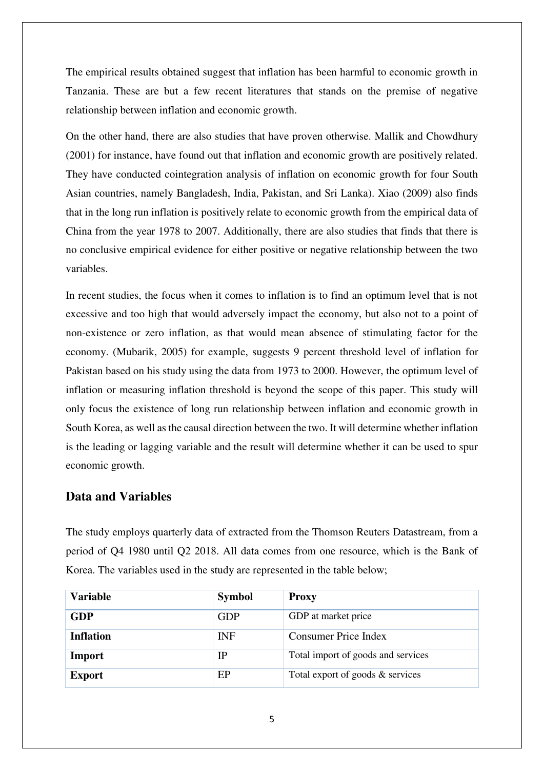The empirical results obtained suggest that inflation has been harmful to economic growth in Tanzania. These are but a few recent literatures that stands on the premise of negative relationship between inflation and economic growth.

On the other hand, there are also studies that have proven otherwise. Mallik and Chowdhury (2001) for instance, have found out that inflation and economic growth are positively related. They have conducted cointegration analysis of inflation on economic growth for four South Asian countries, namely Bangladesh, India, Pakistan, and Sri Lanka). Xiao (2009) also finds that in the long run inflation is positively relate to economic growth from the empirical data of China from the year 1978 to 2007. Additionally, there are also studies that finds that there is no conclusive empirical evidence for either positive or negative relationship between the two variables.

In recent studies, the focus when it comes to inflation is to find an optimum level that is not excessive and too high that would adversely impact the economy, but also not to a point of non-existence or zero inflation, as that would mean absence of stimulating factor for the economy. (Mubarik, 2005) for example, suggests 9 percent threshold level of inflation for Pakistan based on his study using the data from 1973 to 2000. However, the optimum level of inflation or measuring inflation threshold is beyond the scope of this paper. This study will only focus the existence of long run relationship between inflation and economic growth in South Korea, as well as the causal direction between the two. It will determine whether inflation is the leading or lagging variable and the result will determine whether it can be used to spur economic growth.

## Data and Variables

The study employs quarterly data of extracted from the Thomson Reuters Datastream, from a period of Q4 1980 until Q2 2018. All data comes from one resource, which is the Bank of Korea. The variables used in the study are represented in the table below;

| Variable | Symbol | Proxy |
|---|---|---|
| **GDP** | GDP | GDP at market price |
| **Inflation** | INF | Consumer Price Index |
| **Import** | IP | Total import of goods and services |
| **Export** | EP | Total export of goods & services |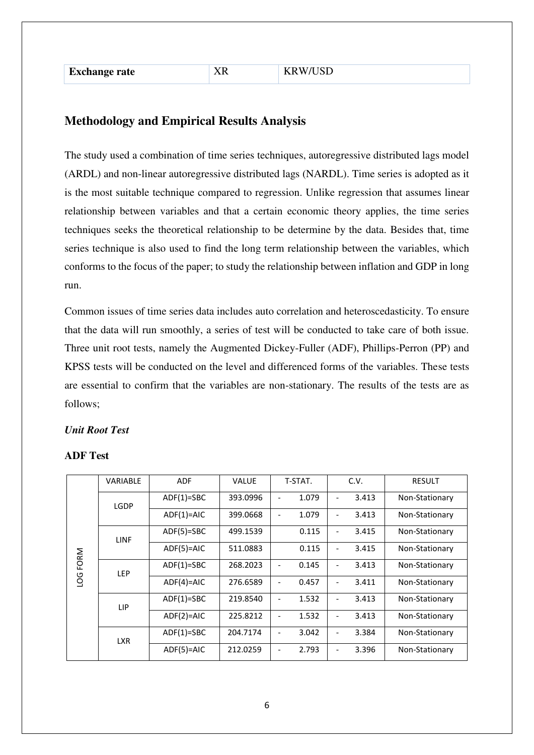| Exchange rate | XR | KRW/USD |
|---|---|---|

## Methodology and Empirical Results Analysis

The study used a combination of time series techniques, autoregressive distributed lags model (ARDL) and non-linear autoregressive distributed lags (NARDL). Time series is adopted as it is the most suitable technique compared to regression. Unlike regression that assumes linear relationship between variables and that a certain economic theory applies, the time series techniques seeks the theoretical relationship to be determine by the data. Besides that, time series technique is also used to find the long term relationship between the variables, which conforms to the focus of the paper; to study the relationship between inflation and GDP in long run.

Common issues of time series data includes auto correlation and heteroscedasticity. To ensure that the data will run smoothly, a series of test will be conducted to take care of both issue. Three unit root tests, namely the Augmented Dickey-Fuller (ADF), Phillips-Perron (PP) and KPSS tests will be conducted on the level and differenced forms of the variables. These tests are essential to confirm that the variables are non-stationary. The results of the tests are as follows;

### *Unit Root Test*

**ADF Test**

| | VARIABLE | ADF | VALUE | T-STAT. | C.V. | RESULT |
|---|---|---|---|---|---|---|
| LOG FORM | LGDP | ADF(1)=SBC | 393.0996 | - 1.079 | - 3.413 | Non-Stationary |
| | | ADF(1)=AIC | 399.0668 | - 1.079 | - 3.413 | Non-Stationary |
| | LINF | ADF(5)=SBC | 499.1539 | 0.115 | - 3.415 | Non-Stationary |
| | | ADF(5)=AIC | 511.0883 | 0.115 | - 3.415 | Non-Stationary |
| | LEP | ADF(1)=SBC | 268.2023 | - 0.145 | - 3.413 | Non-Stationary |
| | | ADF(4)=AIC | 276.6589 | - 0.457 | - 3.411 | Non-Stationary |
| | LIP | ADF(1)=SBC | 219.8540 | - 1.532 | - 3.413 | Non-Stationary |
| | | ADF(2)=AIC | 225.8212 | - 1.532 | - 3.413 | Non-Stationary |
| | LXR | ADF(1)=SBC | 204.7174 | - 3.042 | - 3.384 | Non-Stationary |
| | | ADF(5)=AIC | 212.0259 | - 2.793 | - 3.396 | Non-Stationary |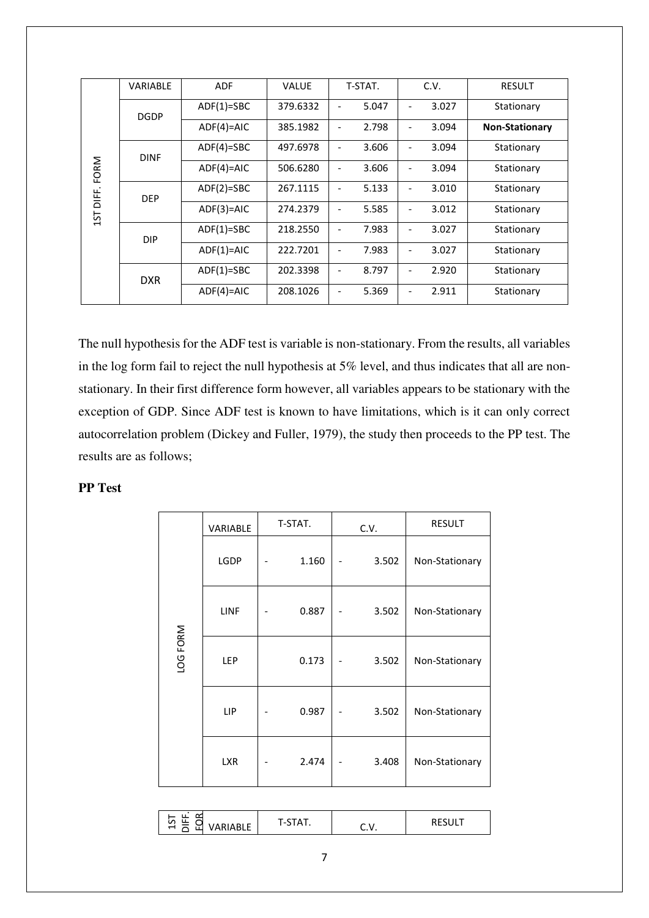| | VARIABLE | ADF | VALUE | T-STAT. | C.V. | RESULT |
|---|---|---|---|---|---|---|
| 1ST DIFF. FORM | DGDP | ADF(1)=SBC | 379.6332 | -5.047 | -3.027 | Stationary |
| | | ADF(4)=AIC | 385.1982 | -2.798 | -3.094 | **Non-Stationary** |
| | DINF | ADF(4)=SBC | 497.6978 | -3.606 | -3.094 | Stationary |
| | | ADF(4)=AIC | 506.6280 | -3.606 | -3.094 | Stationary |
| | DEP | ADF(2)=SBC | 267.1115 | -5.133 | -3.010 | Stationary |
| | | ADF(3)=AIC | 274.2379 | -5.585 | -3.012 | Stationary |
| | DIP | ADF(1)=SBC | 218.2550 | -7.983 | -3.027 | Stationary |
| | | ADF(1)=AIC | 222.7201 | -7.983 | -3.027 | Stationary |
| | DXR | ADF(1)=SBC | 202.3398 | -8.797 | -2.920 | Stationary |
| | | ADF(4)=AIC | 208.1026 | -5.369 | -2.911 | Stationary |

The null hypothesis for the ADF test is variable is non-stationary. From the results, all variables in the log form fail to reject the null hypothesis at 5% level, and thus indicates that all are non-stationary. In their first difference form however, all variables appears to be stationary with the exception of GDP. Since ADF test is known to have limitations, which is it can only correct autocorrelation problem (Dickey and Fuller, 1979), the study then proceeds to the PP test. The results are as follows;

**PP Test**

| | VARIABLE | T-STAT. | C.V. | RESULT |
|---|---|---|---|---|
| LOG FORM | LGDP | -1.160 | -3.502 | Non-Stationary |
| | LINF | -0.887 | -3.502 | Non-Stationary |
| | LEP | 0.173 | -3.502 | Non-Stationary |
| | LIP | -0.987 | -3.502 | Non-Stationary |
| | LXR | -2.474 | -3.408 | Non-Stationary |

| 1ST DIFF. FOR | VARIABLE | T-STAT. | C.V. | RESULT |
|---|---|---|---|---|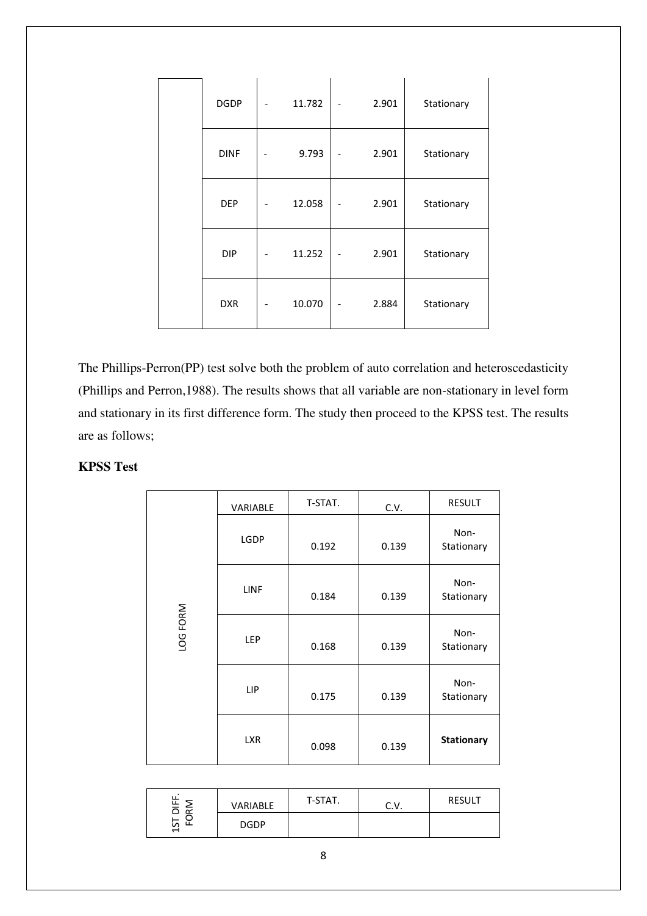| | DGDP | -11.782 | -2.901 | Stationary |
|---|---|---|---|---|
| | DINF | -9.793 | -2.901 | Stationary |
| | DEP | -12.058 | -2.901 | Stationary |
| | DIP | -11.252 | -2.901 | Stationary |
| | DXR | -10.070 | -2.884 | Stationary |

The Phillips-Perron(PP) test solve both the problem of auto correlation and heteroscedasticity (Phillips and Perron,1988). The results shows that all variable are non-stationary in level form and stationary in its first difference form. The study then proceed to the KPSS test. The results are as follows;

**KPSS Test**

| | VARIABLE | T-STAT. | C.V. | RESULT |
|---|---|---|---|---|
| LOG FORM | LGDP | 0.192 | 0.139 | Non-Stationary |
| | LINF | 0.184 | 0.139 | Non-Stationary |
| | LEP | 0.168 | 0.139 | Non-Stationary |
| | LIP | 0.175 | 0.139 | Non-Stationary |
| | LXR | 0.098 | 0.139 | **Stationary** |

| | VARIABLE | T-STAT. | C.V. | RESULT |
|---|---|---|---|---|
| 1ST DIFF. FORM | DGDP | | | |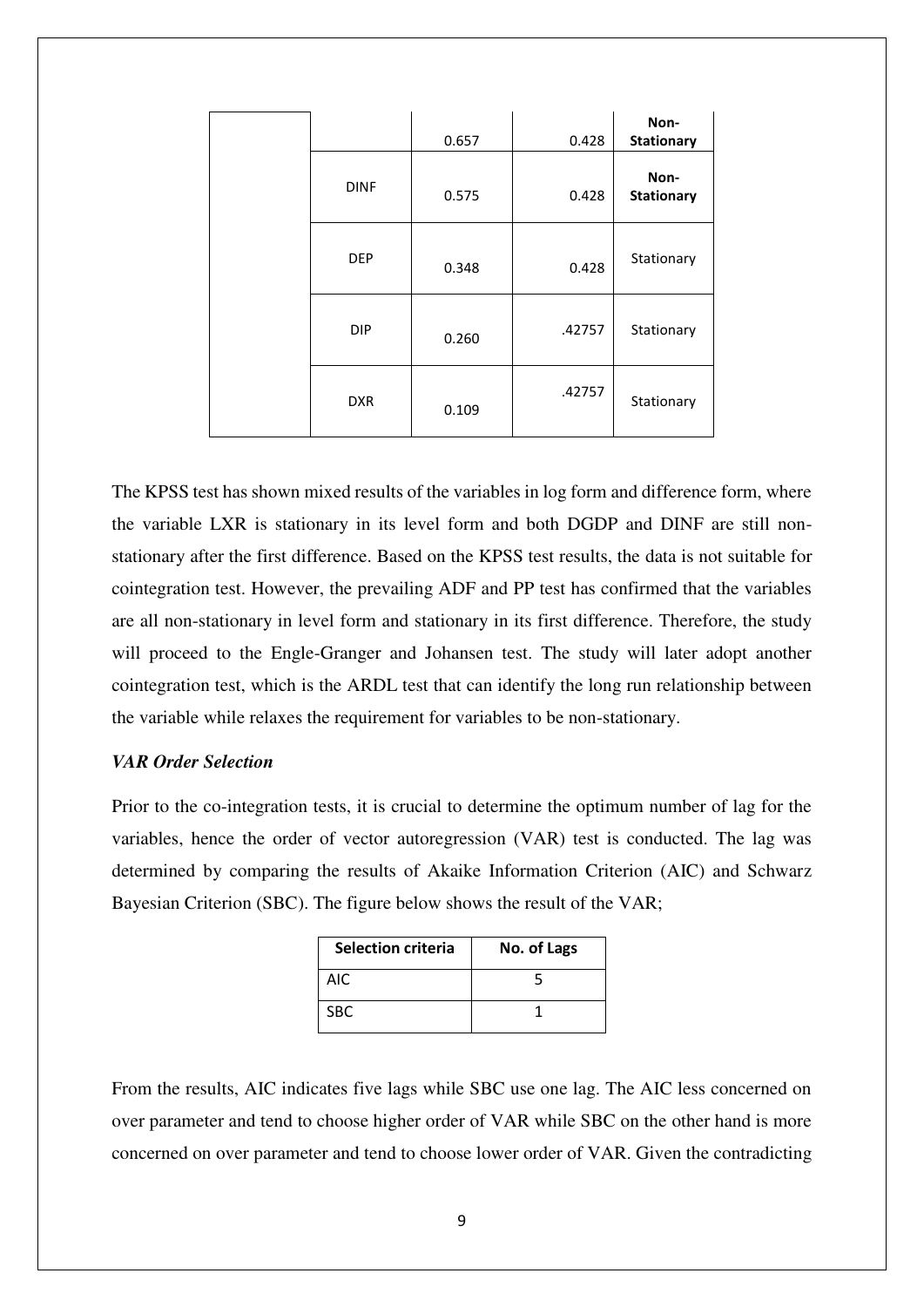| | | | | |
|---|---|---|---|---|
| | | 0.657 | 0.428 | **Non-Stationary** |
| | DINF | 0.575 | 0.428 | **Non-Stationary** |
| | DEP | 0.348 | 0.428 | Stationary |
| | DIP | 0.260 | .42757 | Stationary |
| | DXR | 0.109 | .42757 | Stationary |

The KPSS test has shown mixed results of the variables in log form and difference form, where the variable LXR is stationary in its level form and both DGDP and DINF are still non-stationary after the first difference. Based on the KPSS test results, the data is not suitable for cointegration test. However, the prevailing ADF and PP test has confirmed that the variables are all non-stationary in level form and stationary in its first difference. Therefore, the study will proceed to the Engle-Granger and Johansen test. The study will later adopt another cointegration test, which is the ARDL test that can identify the long run relationship between the variable while relaxes the requirement for variables to be non-stationary.

### *VAR Order Selection*

Prior to the co-integration tests, it is crucial to determine the optimum number of lag for the variables, hence the order of vector autoregression (VAR) test is conducted. The lag was determined by comparing the results of Akaike Information Criterion (AIC) and Schwarz Bayesian Criterion (SBC). The figure below shows the result of the VAR;

| Selection criteria | No. of Lags |
|---|---|
| AIC | 5 |
| SBC | 1 |

From the results, AIC indicates five lags while SBC use one lag. The AIC less concerned on over parameter and tend to choose higher order of VAR while SBC on the other hand is more concerned on over parameter and tend to choose lower order of VAR. Given the contradicting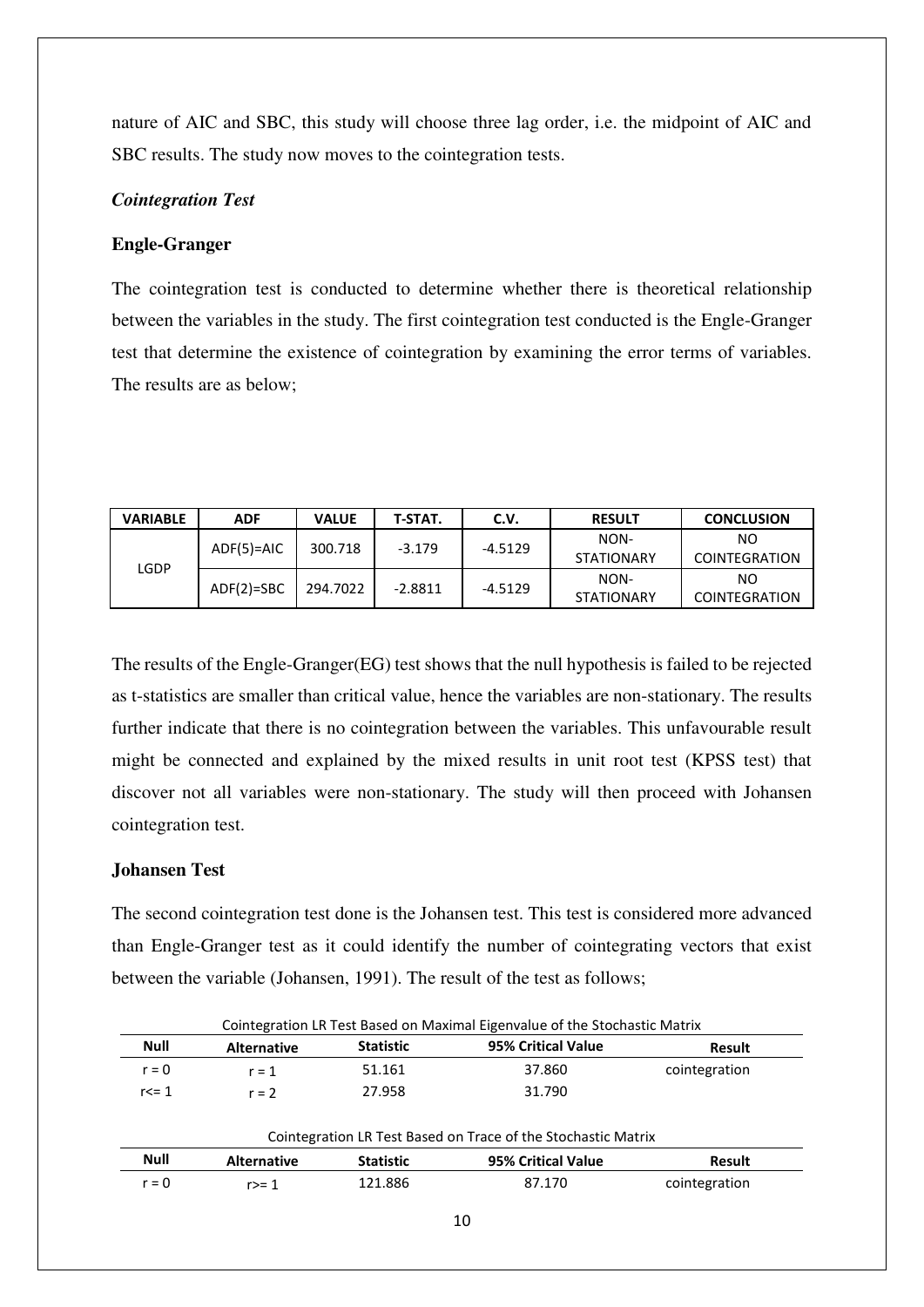nature of AIC and SBC, this study will choose three lag order, i.e. the midpoint of AIC and SBC results. The study now moves to the cointegration tests.

***Cointegration Test***

**Engle-Granger**

The cointegration test is conducted to determine whether there is theoretical relationship between the variables in the study. The first cointegration test conducted is the Engle-Granger test that determine the existence of cointegration by examining the error terms of variables. The results are as below;

| VARIABLE | ADF | VALUE | T-STAT. | C.V. | RESULT | CONCLUSION |
|---|---|---|---|---|---|---|
| LGDP | ADF(5)=AIC | 300.718 | -3.179 | -4.5129 | NON-STATIONARY | NO COINTEGRATION |
| | ADF(2)=SBC | 294.7022 | -2.8811 | -4.5129 | NON-STATIONARY | NO COINTEGRATION |

The results of the Engle-Granger(EG) test shows that the null hypothesis is failed to be rejected as t-statistics are smaller than critical value, hence the variables are non-stationary. The results further indicate that there is no cointegration between the variables. This unfavourable result might be connected and explained by the mixed results in unit root test (KPSS test) that discover not all variables were non-stationary. The study will then proceed with Johansen cointegration test.

**Johansen Test**

The second cointegration test done is the Johansen test. This test is considered more advanced than Engle-Granger test as it could identify the number of cointegrating vectors that exist between the variable (Johansen, 1991). The result of the test as follows;

Cointegration LR Test Based on Maximal Eigenvalue of the Stochastic Matrix

| Null | Alternative | Statistic | 95% Critical Value | Result |
|---|---|---|---|---|
| r = 0 | r = 1 | 51.161 | 37.860 | cointegration |
| r<= 1 | r = 2 | 27.958 | 31.790 | |

Cointegration LR Test Based on Trace of the Stochastic Matrix

| Null | Alternative | Statistic | 95% Critical Value | Result |
|---|---|---|---|---|
| r = 0 | r>= 1 | 121.886 | 87.170 | cointegration |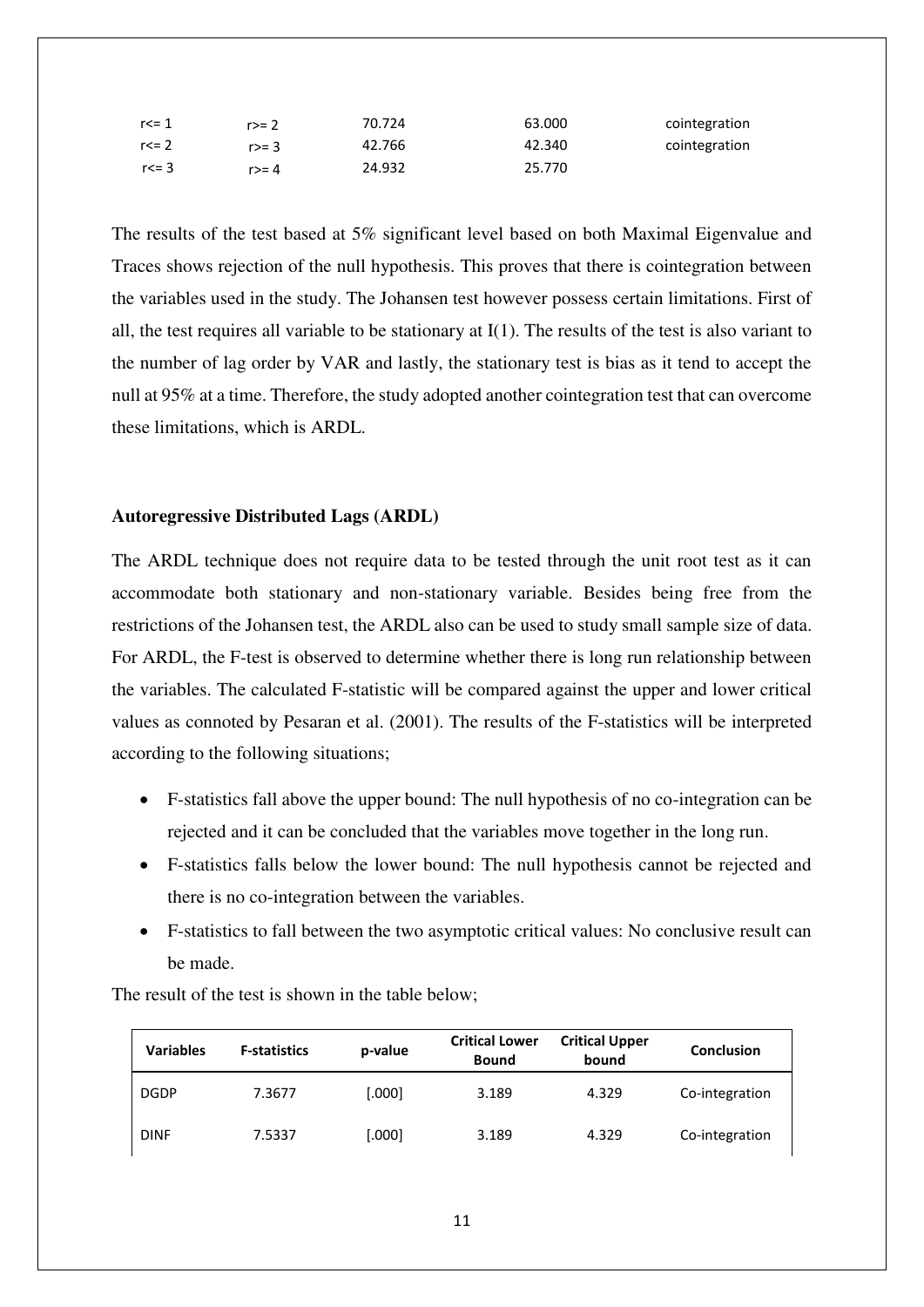| | | | | |
|---|---|---|---|---|
| r<= 1 | r>= 2 | 70.724 | 63.000 | cointegration |
| r<= 2 | r>= 3 | 42.766 | 42.340 | cointegration |
| r<= 3 | r>= 4 | 24.932 | 25.770 | |

The results of the test based at 5% significant level based on both Maximal Eigenvalue and Traces shows rejection of the null hypothesis. This proves that there is cointegration between the variables used in the study. The Johansen test however possess certain limitations. First of all, the test requires all variable to be stationary at I(1). The results of the test is also variant to the number of lag order by VAR and lastly, the stationary test is bias as it tend to accept the null at 95% at a time. Therefore, the study adopted another cointegration test that can overcome these limitations, which is ARDL.

**Autoregressive Distributed Lags (ARDL)**

The ARDL technique does not require data to be tested through the unit root test as it can accommodate both stationary and non-stationary variable. Besides being free from the restrictions of the Johansen test, the ARDL also can be used to study small sample size of data. For ARDL, the F-test is observed to determine whether there is long run relationship between the variables. The calculated F-statistic will be compared against the upper and lower critical values as connoted by Pesaran et al. (2001). The results of the F-statistics will be interpreted according to the following situations;

- F-statistics fall above the upper bound: The null hypothesis of no co-integration can be rejected and it can be concluded that the variables move together in the long run.
- F-statistics falls below the lower bound: The null hypothesis cannot be rejected and there is no co-integration between the variables.
- F-statistics to fall between the two asymptotic critical values: No conclusive result can be made.

The result of the test is shown in the table below;

| Variables | F-statistics | p-value | Critical Lower Bound | Critical Upper bound | Conclusion |
|---|---|---|---|---|---|
| DGDP | 7.3677 | [.000] | 3.189 | 4.329 | Co-integration |
| DINF | 7.5337 | [.000] | 3.189 | 4.329 | Co-integration |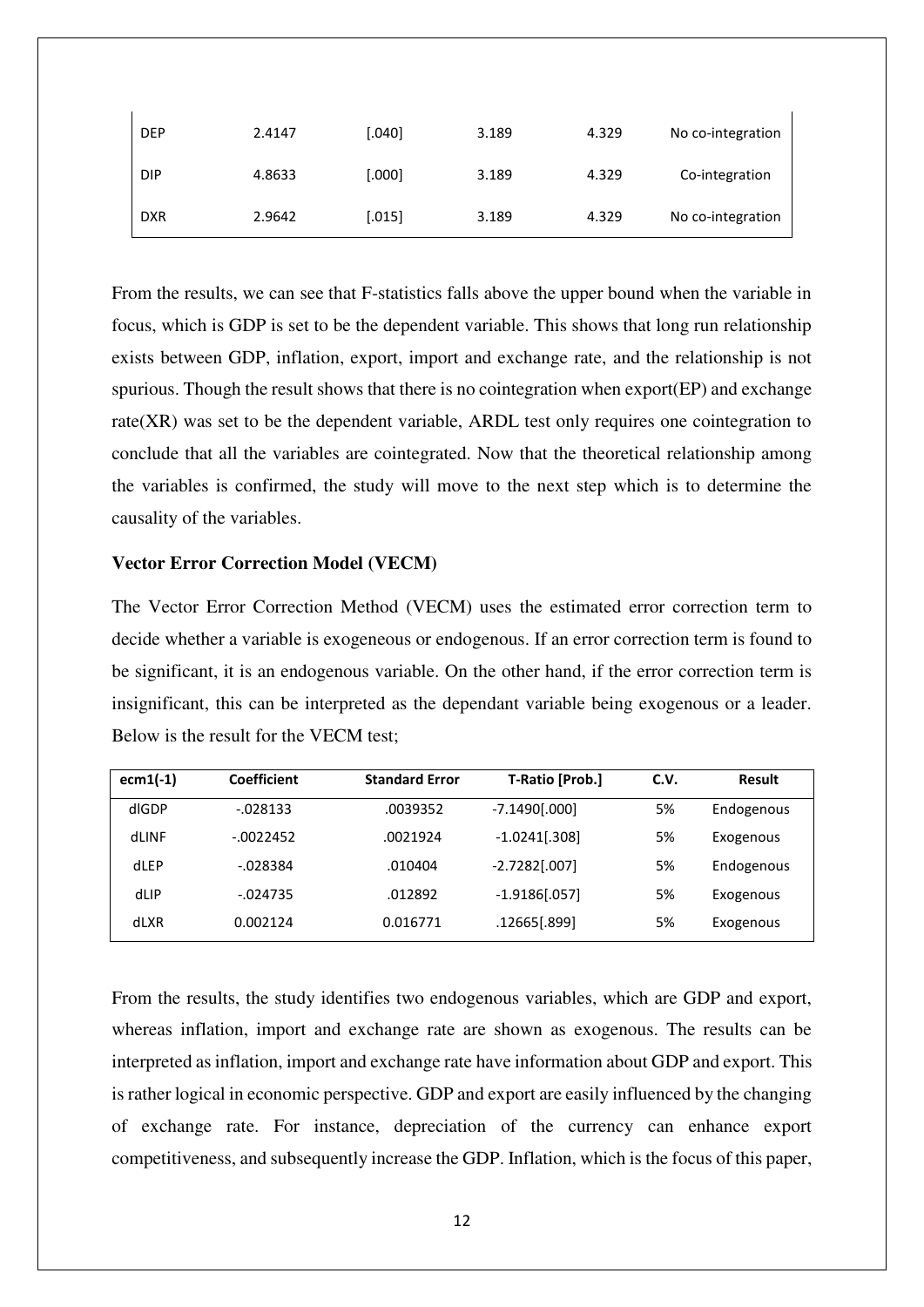| DEP | 2.4147 | [.040] | 3.189 | 4.329 | No co-integration |
|---|---|---|---|---|---|
| DIP | 4.8633 | [.000] | 3.189 | 4.329 | Co-integration |
| DXR | 2.9642 | [.015] | 3.189 | 4.329 | No co-integration |

From the results, we can see that F-statistics falls above the upper bound when the variable in focus, which is GDP is set to be the dependent variable. This shows that long run relationship exists between GDP, inflation, export, import and exchange rate, and the relationship is not spurious. Though the result shows that there is no cointegration when export(EP) and exchange rate(XR) was set to be the dependent variable, ARDL test only requires one cointegration to conclude that all the variables are cointegrated. Now that the theoretical relationship among the variables is confirmed, the study will move to the next step which is to determine the causality of the variables.

**Vector Error Correction Model (VECM)**

The Vector Error Correction Method (VECM) uses the estimated error correction term to decide whether a variable is exogeneous or endogenous. If an error correction term is found to be significant, it is an endogenous variable. On the other hand, if the error correction term is insignificant, this can be interpreted as the dependant variable being exogenous or a leader. Below is the result for the VECM test;

| ecm1(-1) | Coefficient | Standard Error | T-Ratio [Prob.] | C.V. | Result |
|---|---|---|---|---|---|
| dlGDP | -.028133 | .0039352 | -7.1490[.000] | 5% | Endogenous |
| dLINF | -.0022452 | .0021924 | -1.0241[.308] | 5% | Exogenous |
| dLEP | -.028384 | .010404 | -2.7282[.007] | 5% | Endogenous |
| dLIP | -.024735 | .012892 | -1.9186[.057] | 5% | Exogenous |
| dLXR | 0.002124 | 0.016771 | .12665[.899] | 5% | Exogenous |

From the results, the study identifies two endogenous variables, which are GDP and export, whereas inflation, import and exchange rate are shown as exogenous. The results can be interpreted as inflation, import and exchange rate have information about GDP and export. This is rather logical in economic perspective. GDP and export are easily influenced by the changing of exchange rate. For instance, depreciation of the currency can enhance export competitiveness, and subsequently increase the GDP. Inflation, which is the focus of this paper,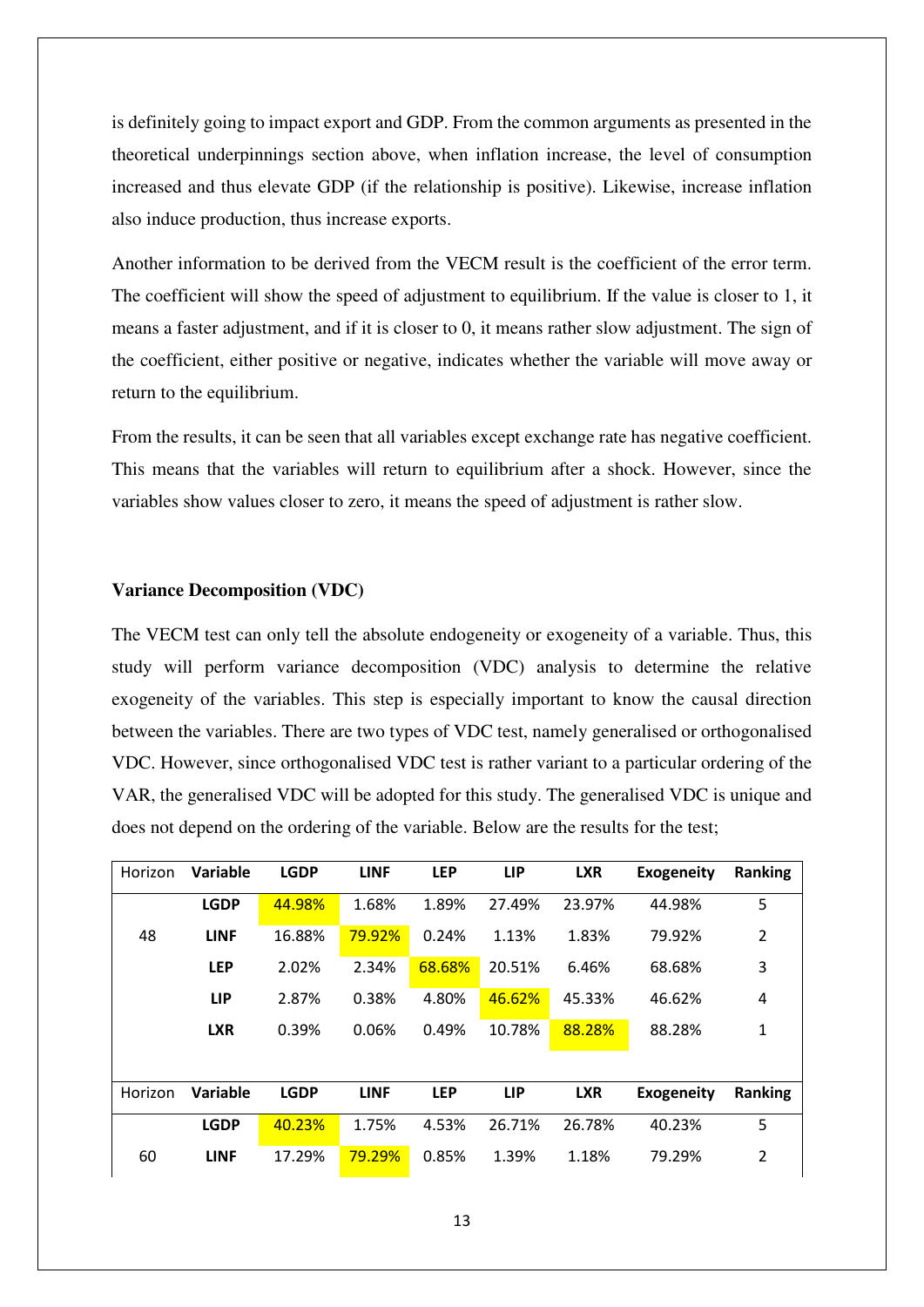is definitely going to impact export and GDP. From the common arguments as presented in the theoretical underpinnings section above, when inflation increase, the level of consumption increased and thus elevate GDP (if the relationship is positive). Likewise, increase inflation also induce production, thus increase exports.

Another information to be derived from the VECM result is the coefficient of the error term. The coefficient will show the speed of adjustment to equilibrium. If the value is closer to 1, it means a faster adjustment, and if it is closer to 0, it means rather slow adjustment. The sign of the coefficient, either positive or negative, indicates whether the variable will move away or return to the equilibrium.

From the results, it can be seen that all variables except exchange rate has negative coefficient. This means that the variables will return to equilibrium after a shock. However, since the variables show values closer to zero, it means the speed of adjustment is rather slow.

**Variance Decomposition (VDC)**

The VECM test can only tell the absolute endogeneity or exogeneity of a variable. Thus, this study will perform variance decomposition (VDC) analysis to determine the relative exogeneity of the variables. This step is especially important to know the causal direction between the variables. There are two types of VDC test, namely generalised or orthogonalised VDC. However, since orthogonalised VDC test is rather variant to a particular ordering of the VAR, the generalised VDC will be adopted for this study. The generalised VDC is unique and does not depend on the ordering of the variable. Below are the results for the test;

| Horizon | Variable | LGDP | LINF | LEP | LIP | LXR | Exogeneity | Ranking |
|---|---|---|---|---|---|---|---|---|
| 48 | **LGDP** | 44.98% | 1.68% | 1.89% | 27.49% | 23.97% | 44.98% | 5 |
| | **LINF** | 16.88% | 79.92% | 0.24% | 1.13% | 1.83% | 79.92% | 2 |
| | **LEP** | 2.02% | 2.34% | 68.68% | 20.51% | 6.46% | 68.68% | 3 |
| | **LIP** | 2.87% | 0.38% | 4.80% | 46.62% | 45.33% | 46.62% | 4 |
| | **LXR** | 0.39% | 0.06% | 0.49% | 10.78% | 88.28% | 88.28% | 1 |

| Horizon | Variable | LGDP | LINF | LEP | LIP | LXR | Exogeneity | Ranking |
|---|---|---|---|---|---|---|---|---|
| 60 | **LGDP** | 40.23% | 1.75% | 4.53% | 26.71% | 26.78% | 40.23% | 5 |
| | **LINF** | 17.29% | 79.29% | 0.85% | 1.39% | 1.18% | 79.29% | 2 |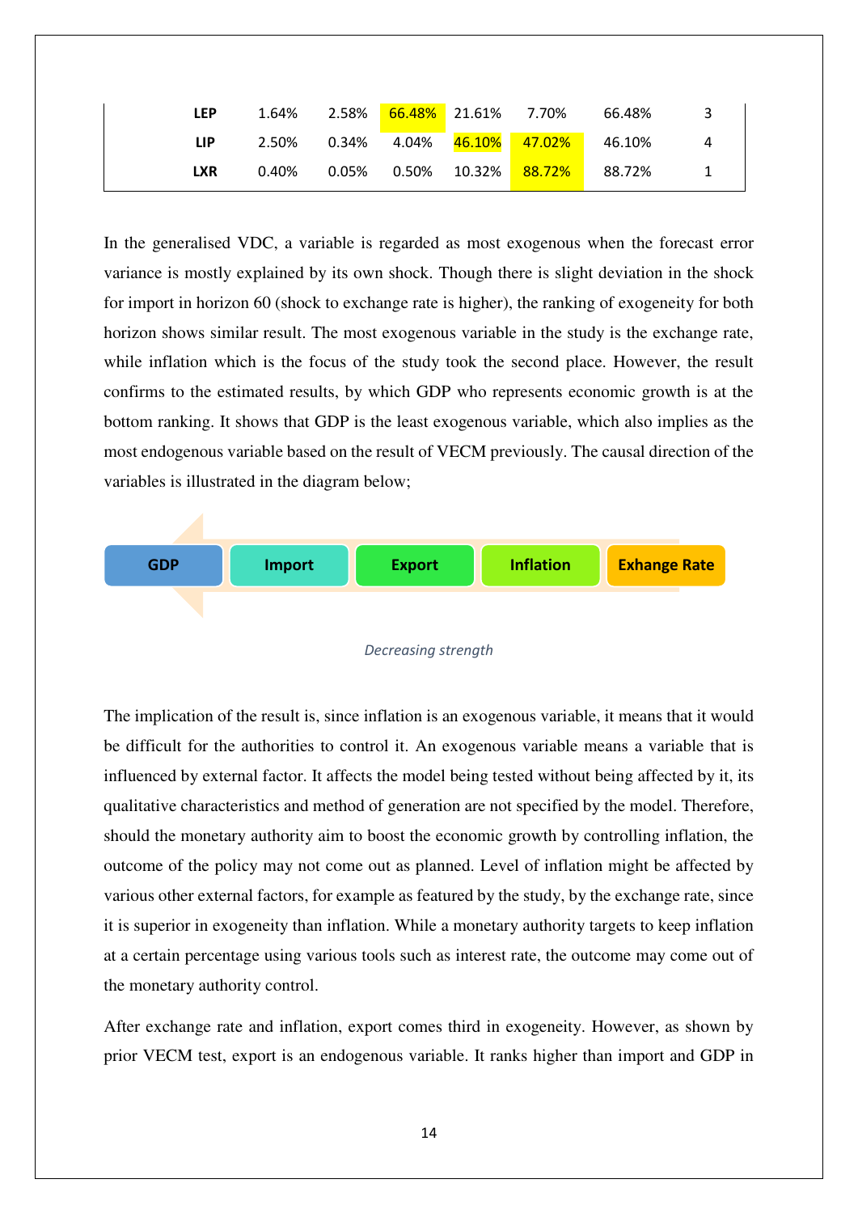| | | | | | | | |
|---|---|---|---|---|---|---|---|
| **LEP** | 1.64% | 2.58% | 66.48% | 21.61% | 7.70% | 66.48% | 3 |
| **LIP** | 2.50% | 0.34% | 4.04% | 46.10% | 47.02% | 46.10% | 4 |
| **LXR** | 0.40% | 0.05% | 0.50% | 10.32% | 88.72% | 88.72% | 1 |

In the generalised VDC, a variable is regarded as most exogenous when the forecast error variance is mostly explained by its own shock. Though there is slight deviation in the shock for import in horizon 60 (shock to exchange rate is higher), the ranking of exogeneity for both horizon shows similar result. The most exogenous variable in the study is the exchange rate, while inflation which is the focus of the study took the second place. However, the result confirms to the estimated results, by which GDP who represents economic growth is at the bottom ranking. It shows that GDP is the least exogenous variable, which also implies as the most endogenous variable based on the result of VECM previously. The causal direction of the variables is illustrated in the diagram below;

**GDP** ← **Import** ← **Export** ← **Inflation** ← **Exhange Rate**

*Decreasing strength*

The implication of the result is, since inflation is an exogenous variable, it means that it would be difficult for the authorities to control it. An exogenous variable means a variable that is influenced by external factor. It affects the model being tested without being affected by it, its qualitative characteristics and method of generation are not specified by the model. Therefore, should the monetary authority aim to boost the economic growth by controlling inflation, the outcome of the policy may not come out as planned. Level of inflation might be affected by various other external factors, for example as featured by the study, by the exchange rate, since it is superior in exogeneity than inflation. While a monetary authority targets to keep inflation at a certain percentage using various tools such as interest rate, the outcome may come out of the monetary authority control.

After exchange rate and inflation, export comes third in exogeneity. However, as shown by prior VECM test, export is an endogenous variable. It ranks higher than import and GDP in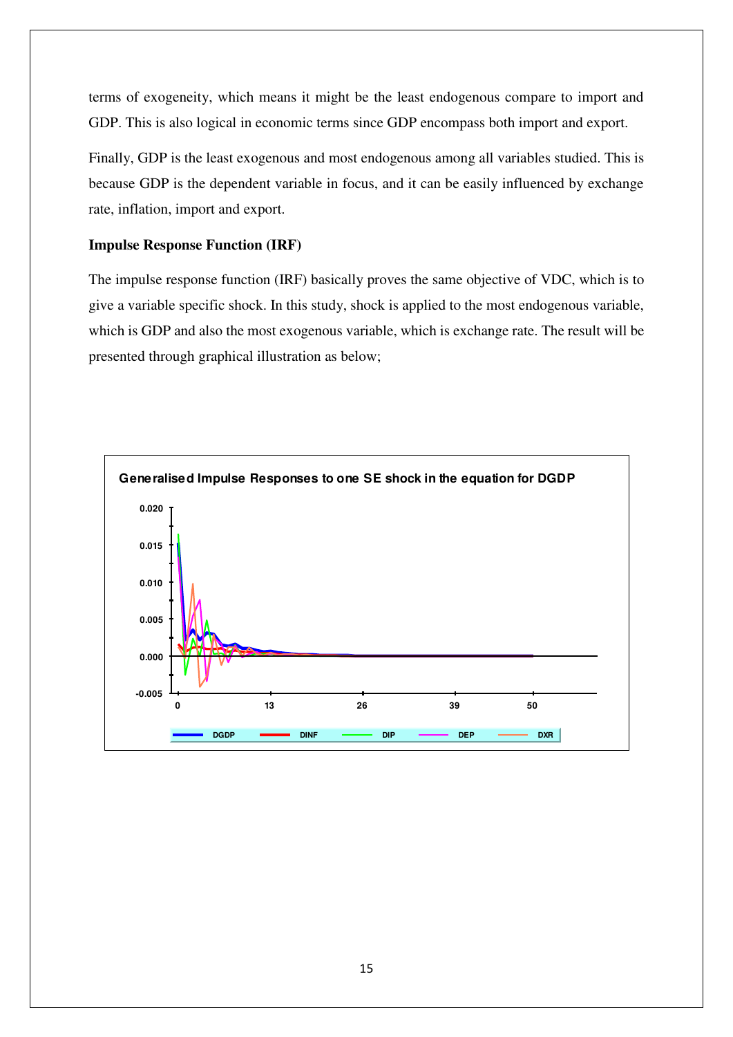terms of exogeneity, which means it might be the least endogenous compare to import and GDP. This is also logical in economic terms since GDP encompass both import and export.

Finally, GDP is the least exogenous and most endogenous among all variables studied. This is because GDP is the dependent variable in focus, and it can be easily influenced by exchange rate, inflation, import and export.

**Impulse Response Function (IRF)**

The impulse response function (IRF) basically proves the same objective of VDC, which is to give a variable specific shock. In this study, shock is applied to the most endogenous variable, which is GDP and also the most exogenous variable, which is exchange rate. The result will be presented through graphical illustration as below;

**Generalised Impulse Responses to one SE shock in the equation for DGDP**

Legend: DGDP, DINF, DIP, DEP, DXR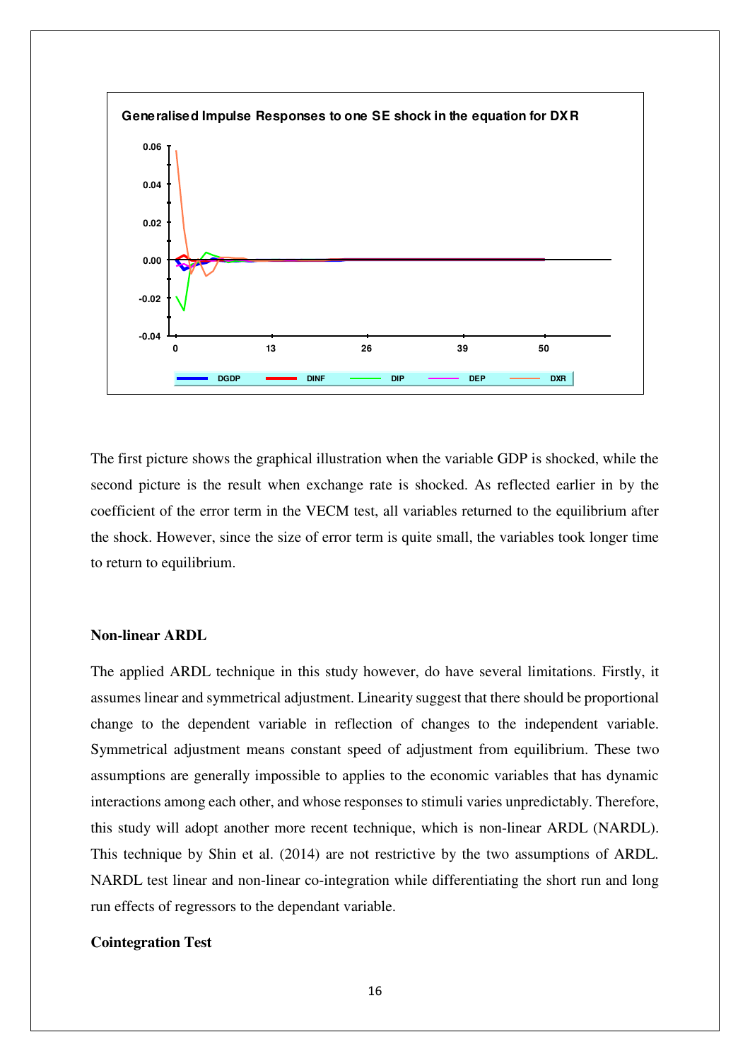The first picture shows the graphical illustration when the variable GDP is shocked, while the second picture is the result when exchange rate is shocked. As reflected earlier in by the coefficient of the error term in the VECM test, all variables returned to the equilibrium after the shock. However, since the size of error term is quite small, the variables took longer time to return to equilibrium.

**Non-linear ARDL**

The applied ARDL technique in this study however, do have several limitations. Firstly, it assumes linear and symmetrical adjustment. Linearity suggest that there should be proportional change to the dependent variable in reflection of changes to the independent variable. Symmetrical adjustment means constant speed of adjustment from equilibrium. These two assumptions are generally impossible to applies to the economic variables that has dynamic interactions among each other, and whose responses to stimuli varies unpredictably. Therefore, this study will adopt another more recent technique, which is non-linear ARDL (NARDL). This technique by Shin et al. (2014) are not restrictive by the two assumptions of ARDL. NARDL test linear and non-linear co-integration while differentiating the short run and long run effects of regressors to the dependant variable.

**Cointegration Test**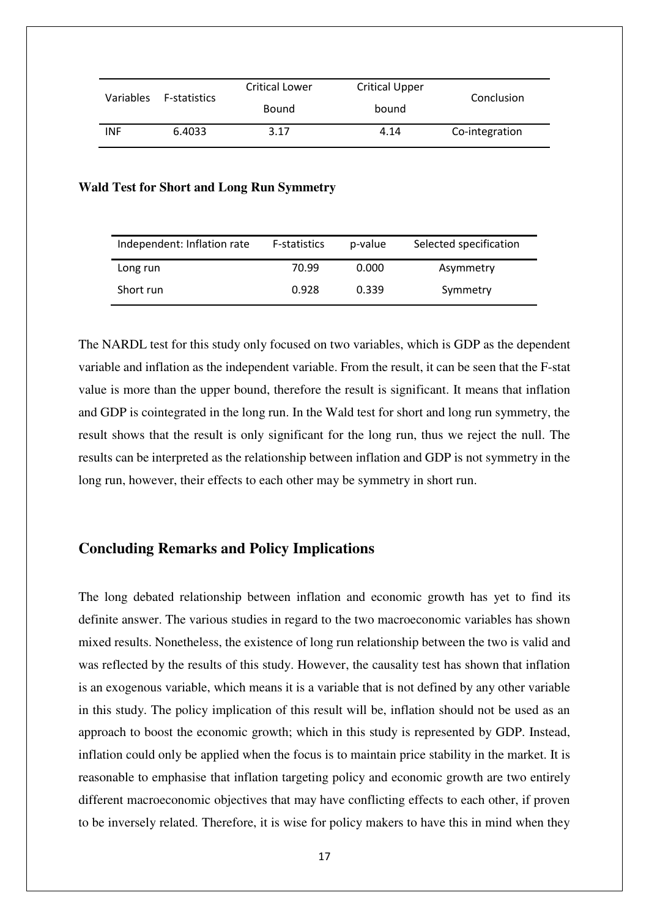| Variables | F-statistics | Critical Lower Bound | Critical Upper bound | Conclusion |
|---|---|---|---|---|
| INF | 6.4033 | 3.17 | 4.14 | Co-integration |

**Wald Test for Short and Long Run Symmetry**

| Independent: Inflation rate | F-statistics | p-value | Selected specification |
|---|---|---|---|
| Long run | 70.99 | 0.000 | Asymmetry |
| Short run | 0.928 | 0.339 | Symmetry |

The NARDL test for this study only focused on two variables, which is GDP as the dependent variable and inflation as the independent variable. From the result, it can be seen that the F-stat value is more than the upper bound, therefore the result is significant. It means that inflation and GDP is cointegrated in the long run. In the Wald test for short and long run symmetry, the result shows that the result is only significant for the long run, thus we reject the null. The results can be interpreted as the relationship between inflation and GDP is not symmetry in the long run, however, their effects to each other may be symmetry in short run.

## Concluding Remarks and Policy Implications

The long debated relationship between inflation and economic growth has yet to find its definite answer. The various studies in regard to the two macroeconomic variables has shown mixed results. Nonetheless, the existence of long run relationship between the two is valid and was reflected by the results of this study. However, the causality test has shown that inflation is an exogenous variable, which means it is a variable that is not defined by any other variable in this study. The policy implication of this result will be, inflation should not be used as an approach to boost the economic growth; which in this study is represented by GDP. Instead, inflation could only be applied when the focus is to maintain price stability in the market. It is reasonable to emphasise that inflation targeting policy and economic growth are two entirely different macroeconomic objectives that may have conflicting effects to each other, if proven to be inversely related. Therefore, it is wise for policy makers to have this in mind when they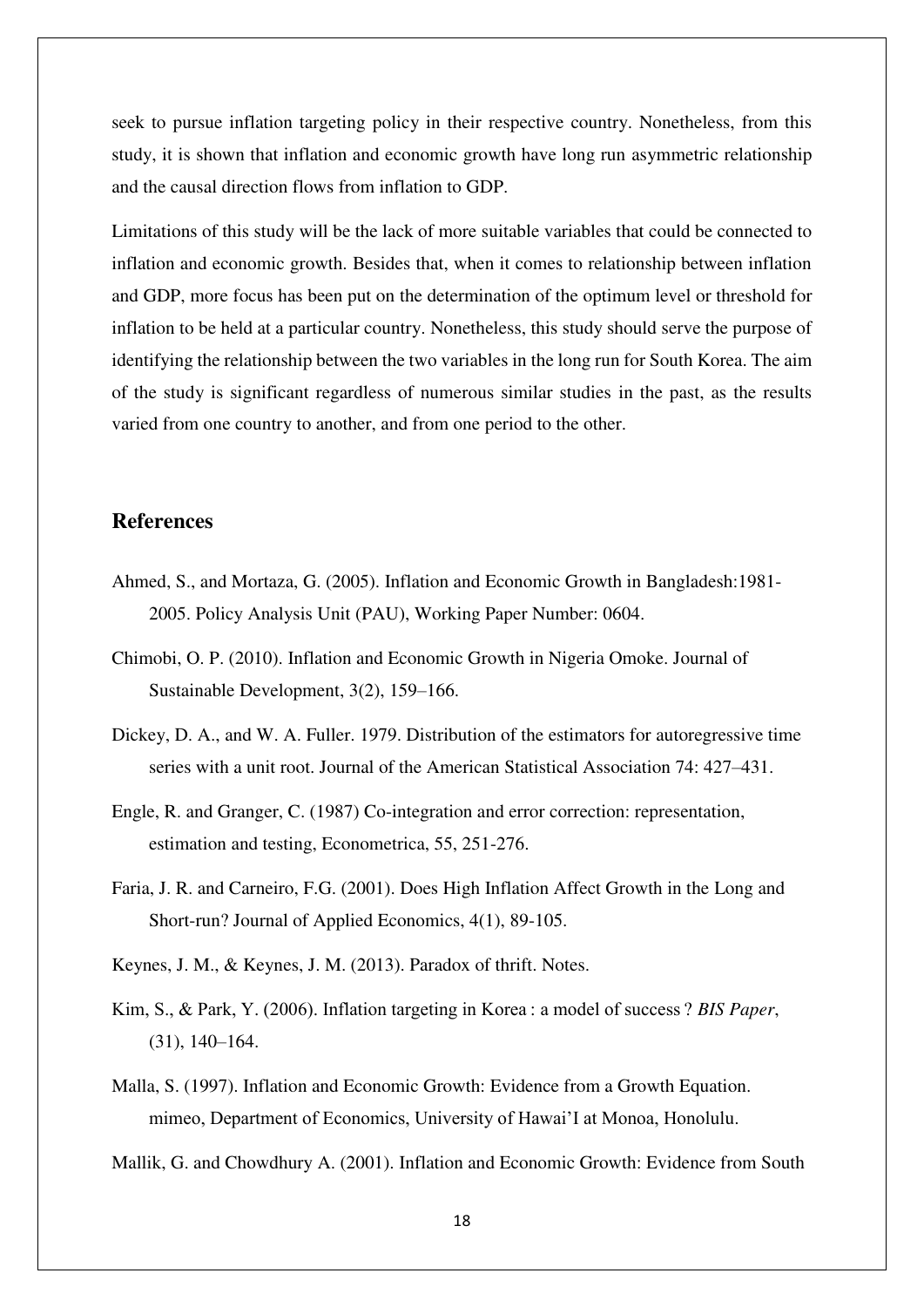seek to pursue inflation targeting policy in their respective country. Nonetheless, from this study, it is shown that inflation and economic growth have long run asymmetric relationship and the causal direction flows from inflation to GDP.

Limitations of this study will be the lack of more suitable variables that could be connected to inflation and economic growth. Besides that, when it comes to relationship between inflation and GDP, more focus has been put on the determination of the optimum level or threshold for inflation to be held at a particular country. Nonetheless, this study should serve the purpose of identifying the relationship between the two variables in the long run for South Korea. The aim of the study is significant regardless of numerous similar studies in the past, as the results varied from one country to another, and from one period to the other.

## References

Ahmed, S., and Mortaza, G. (2005). Inflation and Economic Growth in Bangladesh:1981-2005. Policy Analysis Unit (PAU), Working Paper Number: 0604.

Chimobi, O. P. (2010). Inflation and Economic Growth in Nigeria Omoke. Journal of Sustainable Development, 3(2), 159–166.

Dickey, D. A., and W. A. Fuller. 1979. Distribution of the estimators for autoregressive time series with a unit root. Journal of the American Statistical Association 74: 427–431.

Engle, R. and Granger, C. (1987) Co-integration and error correction: representation, estimation and testing, Econometrica, 55, 251-276.

Faria, J. R. and Carneiro, F.G. (2001). Does High Inflation Affect Growth in the Long and Short-run? Journal of Applied Economics, 4(1), 89-105.

Keynes, J. M., & Keynes, J. M. (2013). Paradox of thrift. Notes.

Kim, S., & Park, Y. (2006). Inflation targeting in Korea : a model of success ? *BIS Paper*, (31), 140–164.

Malla, S. (1997). Inflation and Economic Growth: Evidence from a Growth Equation. mimeo, Department of Economics, University of Hawai'I at Monoa, Honolulu.

Mallik, G. and Chowdhury A. (2001). Inflation and Economic Growth: Evidence from South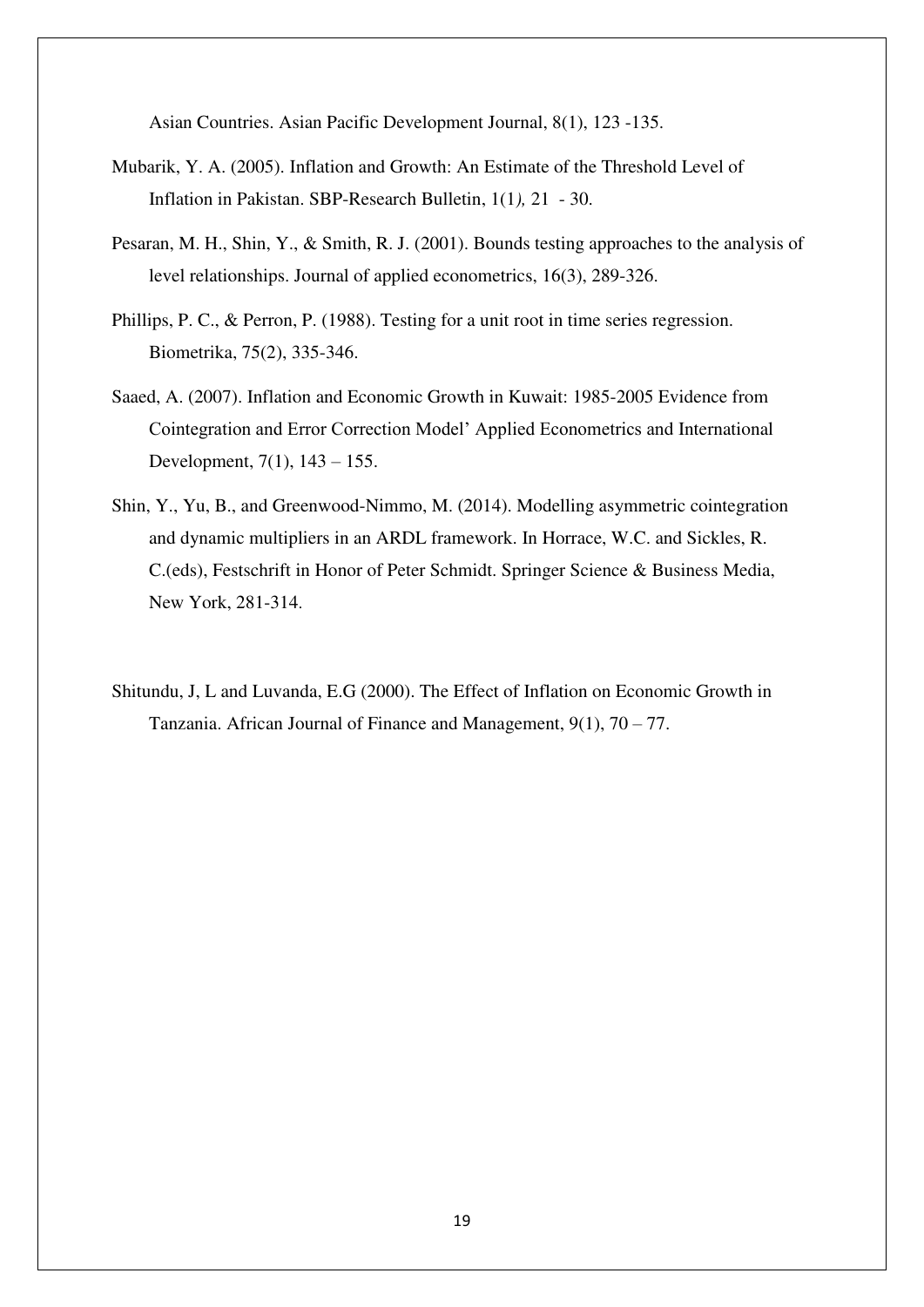Asian Countries. Asian Pacific Development Journal, 8(1), 123 -135.

Mubarik, Y. A. (2005). Inflation and Growth: An Estimate of the Threshold Level of Inflation in Pakistan. SBP-Research Bulletin, 1(1*),* 21 - 30.

Pesaran, M. H., Shin, Y., & Smith, R. J. (2001). Bounds testing approaches to the analysis of level relationships. Journal of applied econometrics, 16(3), 289-326.

Phillips, P. C., & Perron, P. (1988). Testing for a unit root in time series regression. Biometrika, 75(2), 335-346.

Saaed, A. (2007). Inflation and Economic Growth in Kuwait: 1985-2005 Evidence from Cointegration and Error Correction Model' Applied Econometrics and International Development, 7(1), 143 – 155.

Shin, Y., Yu, B., and Greenwood-Nimmo, M. (2014). Modelling asymmetric cointegration and dynamic multipliers in an ARDL framework. In Horrace, W.C. and Sickles, R. C.(eds), Festschrift in Honor of Peter Schmidt. Springer Science & Business Media, New York, 281-314.

Shitundu, J, L and Luvanda, E.G (2000). The Effect of Inflation on Economic Growth in Tanzania. African Journal of Finance and Management, 9(1), 70 – 77.